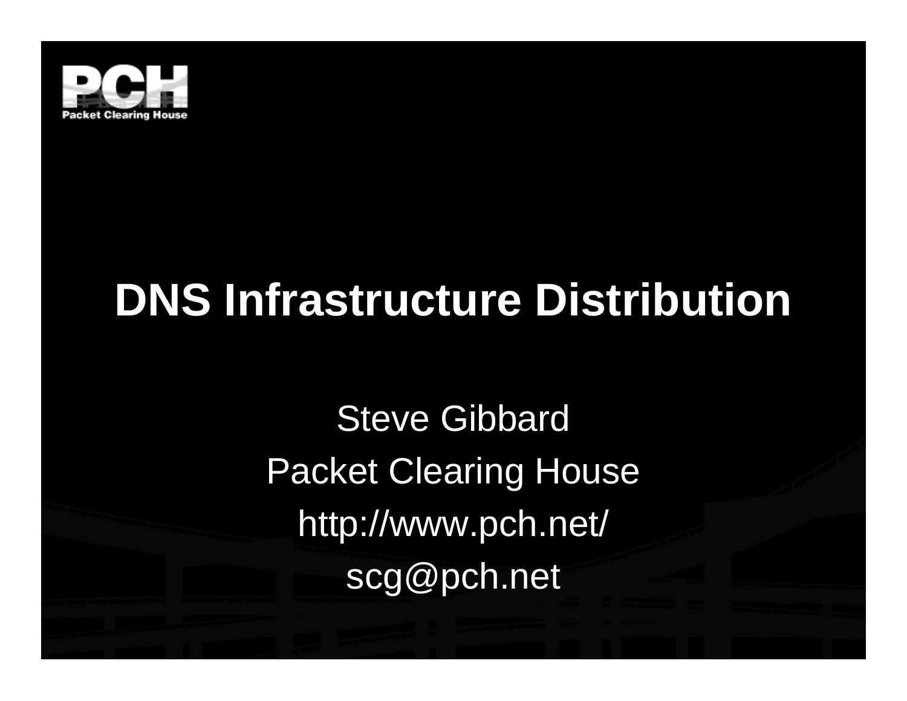# DNS Infrastructure Distribution

Steve Gibbard

Packet Clearing House

http://www.pch.net/

scg@pch.net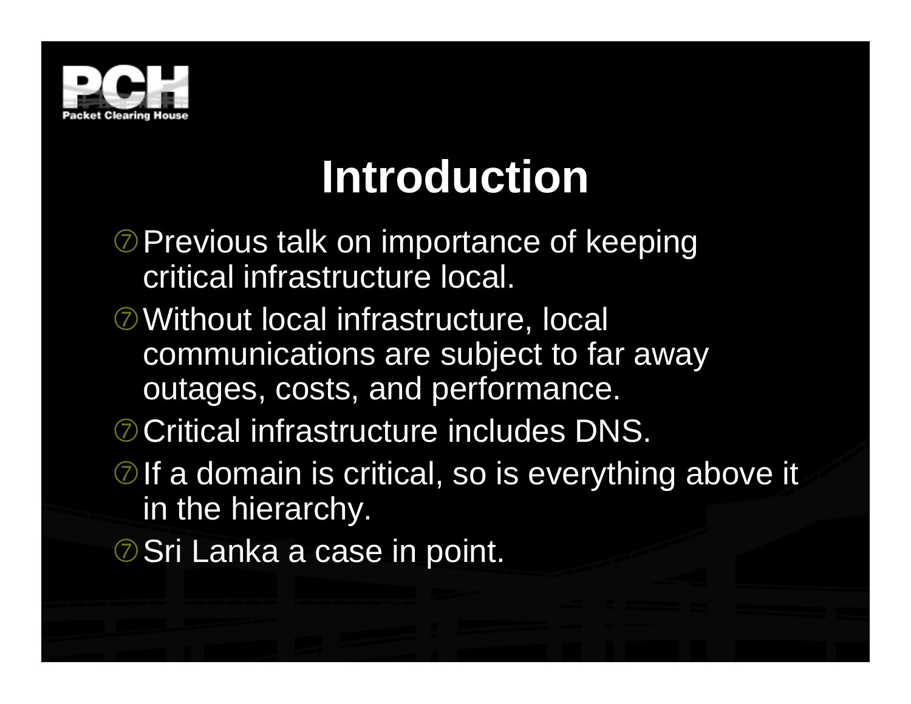# Introduction

- Previous talk on importance of keeping critical infrastructure local.
- Without local infrastructure, local communications are subject to far away outages, costs, and performance.
- Critical infrastructure includes DNS.
- If a domain is critical, so is everything above it in the hierarchy.
- Sri Lanka a case in point.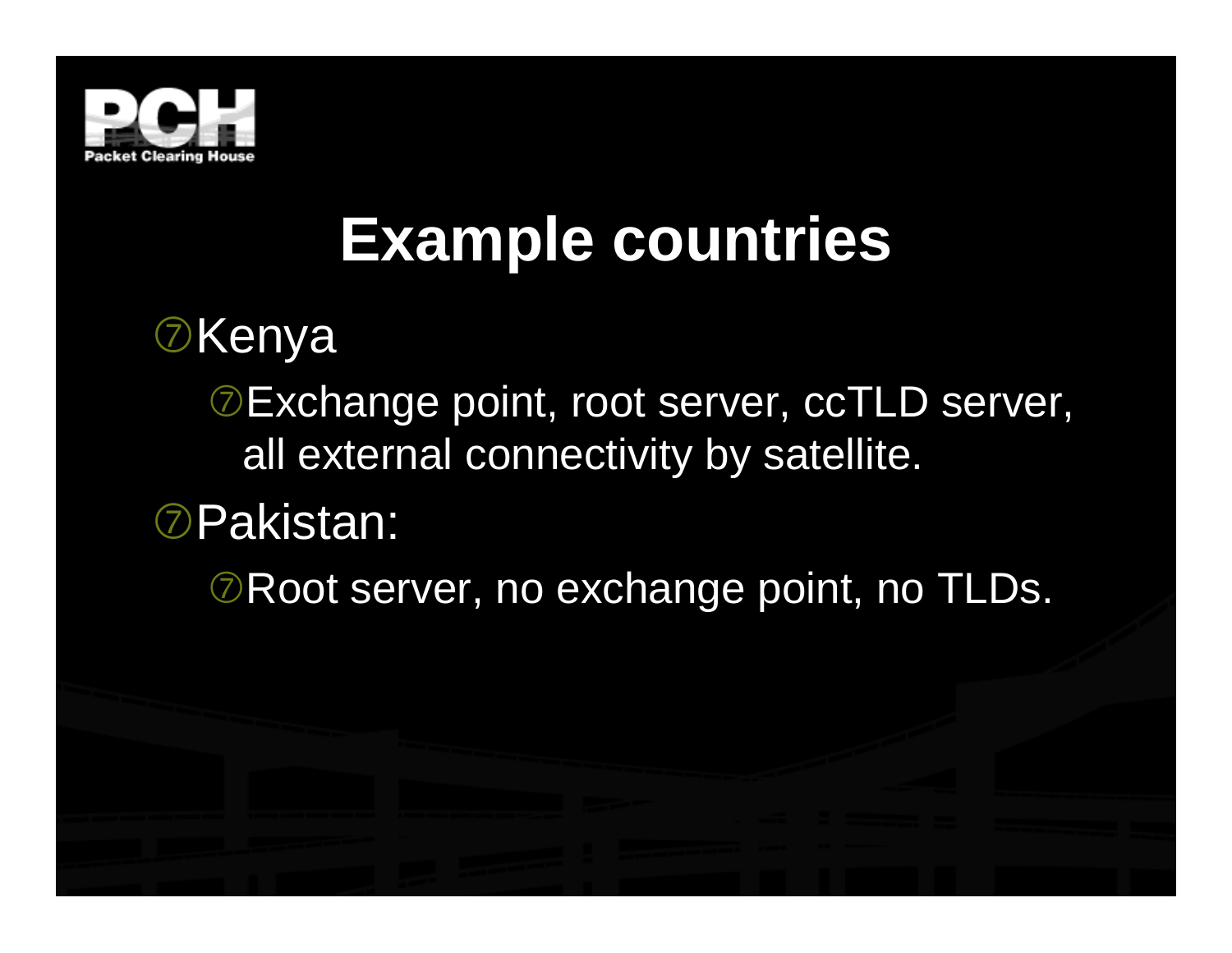# Example countries

- Kenya
  - Exchange point, root server, ccTLD server, all external connectivity by satellite.
- Pakistan:
  - Root server, no exchange point, no TLDs.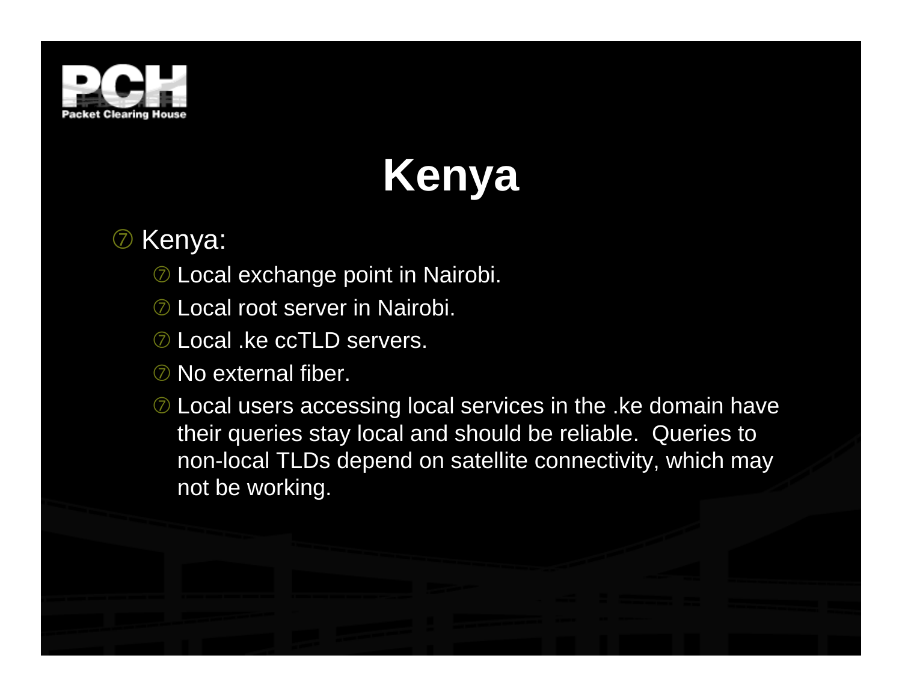# Kenya

- Kenya:
  - Local exchange point in Nairobi.
  - Local root server in Nairobi.
  - Local .ke ccTLD servers.
  - No external fiber.
  - Local users accessing local services in the .ke domain have their queries stay local and should be reliable. Queries to non-local TLDs depend on satellite connectivity, which may not be working.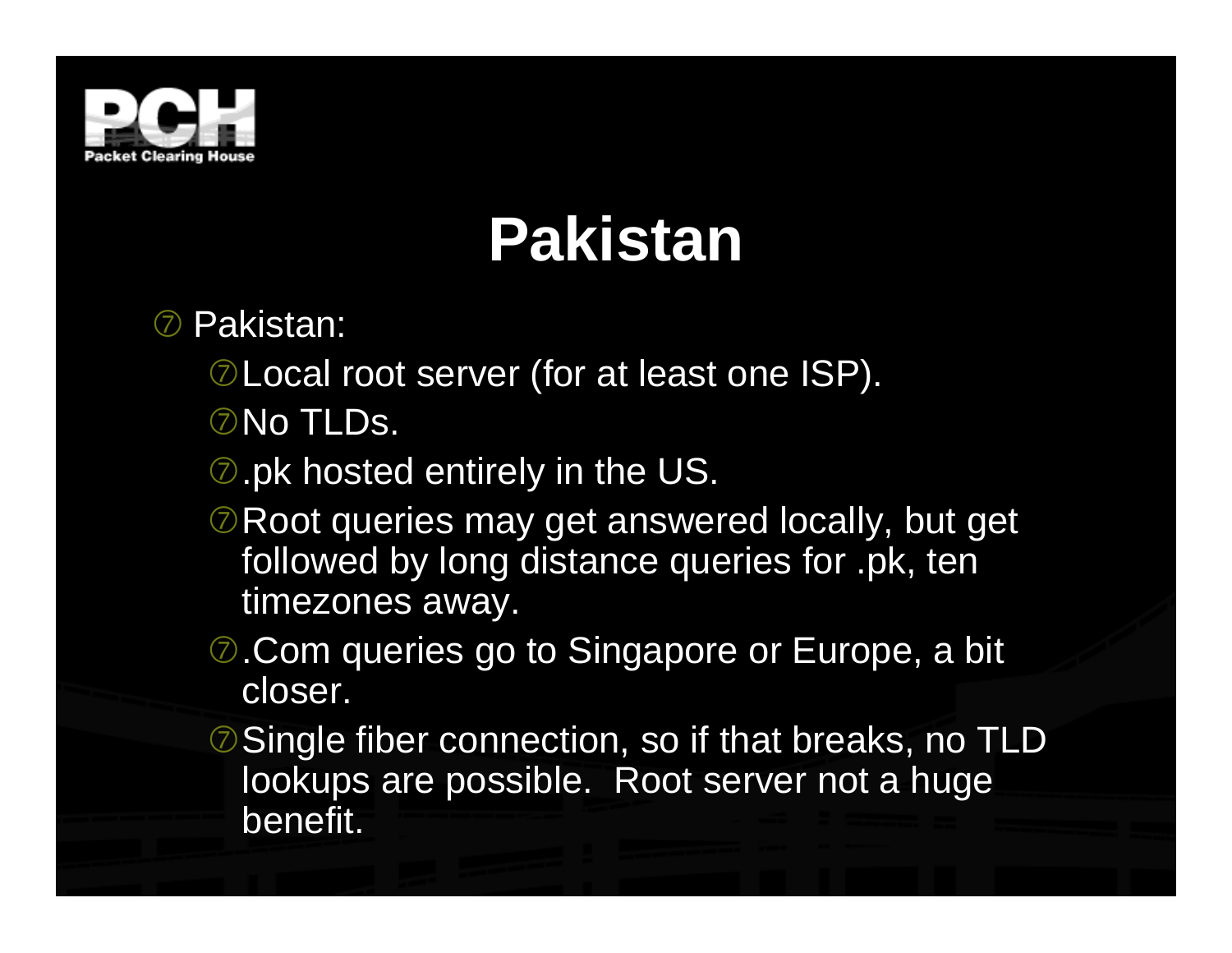# Pakistan

- Pakistan:
  - Local root server (for at least one ISP).
  - No TLDs.
  - .pk hosted entirely in the US.
  - Root queries may get answered locally, but get followed by long distance queries for .pk, ten timezones away.
  - .Com queries go to Singapore or Europe, a bit closer.
  - Single fiber connection, so if that breaks, no TLD lookups are possible. Root server not a huge benefit.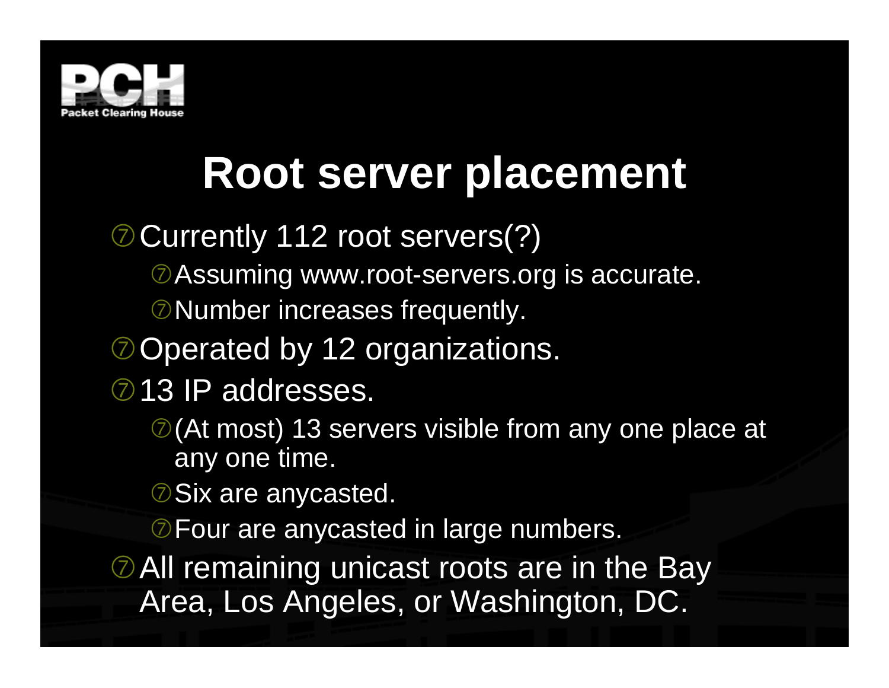# Root server placement

- Currently 112 root servers(?)
  - Assuming www.root-servers.org is accurate.
  - Number increases frequently.
- Operated by 12 organizations.
- 13 IP addresses.
  - (At most) 13 servers visible from any one place at any one time.
  - Six are anycasted.
  - Four are anycasted in large numbers.
- All remaining unicast roots are in the Bay Area, Los Angeles, or Washington, DC.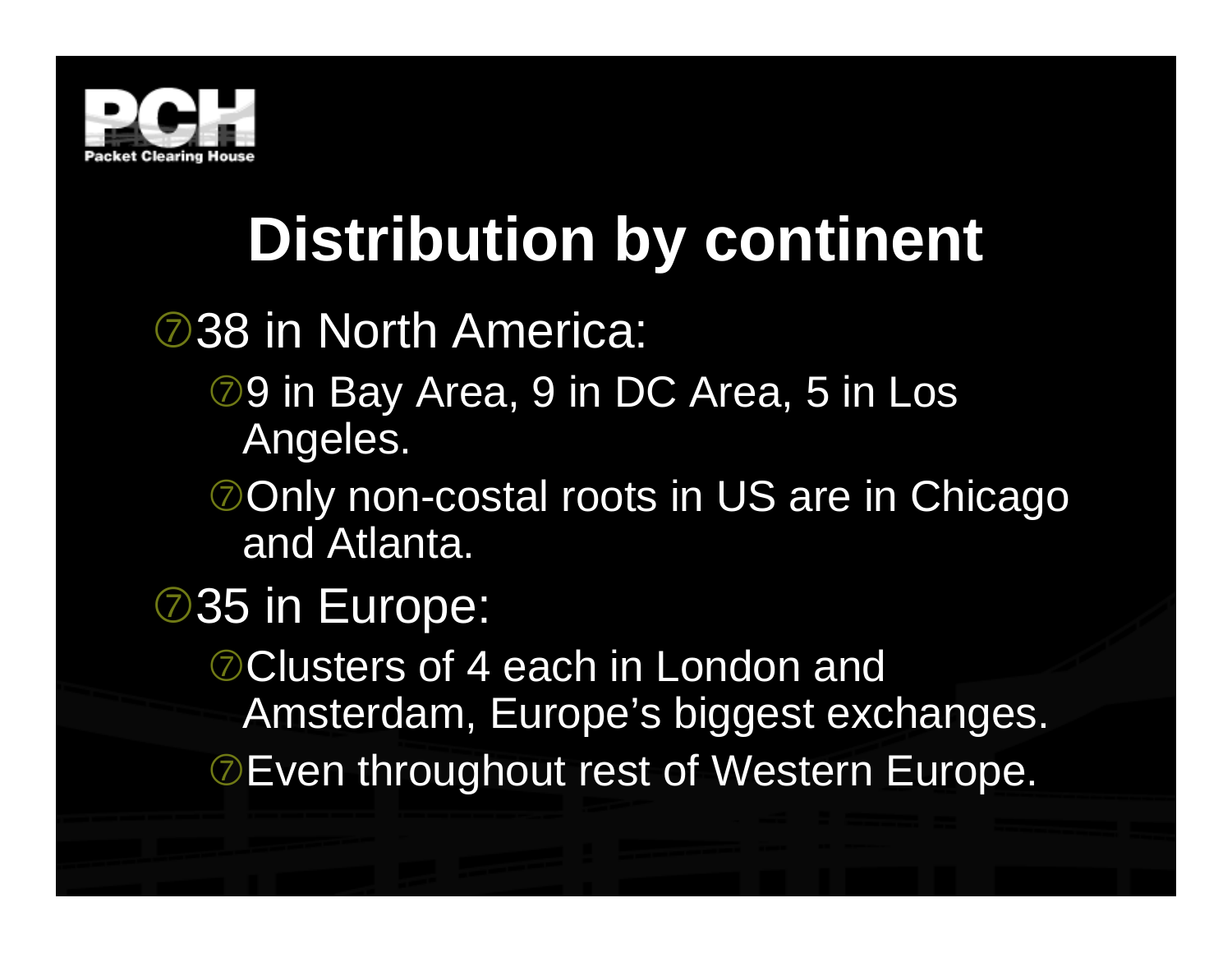# Distribution by continent

- 38 in North America:
  - 9 in Bay Area, 9 in DC Area, 5 in Los Angeles.
  - Only non-costal roots in US are in Chicago and Atlanta.
- 35 in Europe:
  - Clusters of 4 each in London and Amsterdam, Europe's biggest exchanges.
  - Even throughout rest of Western Europe.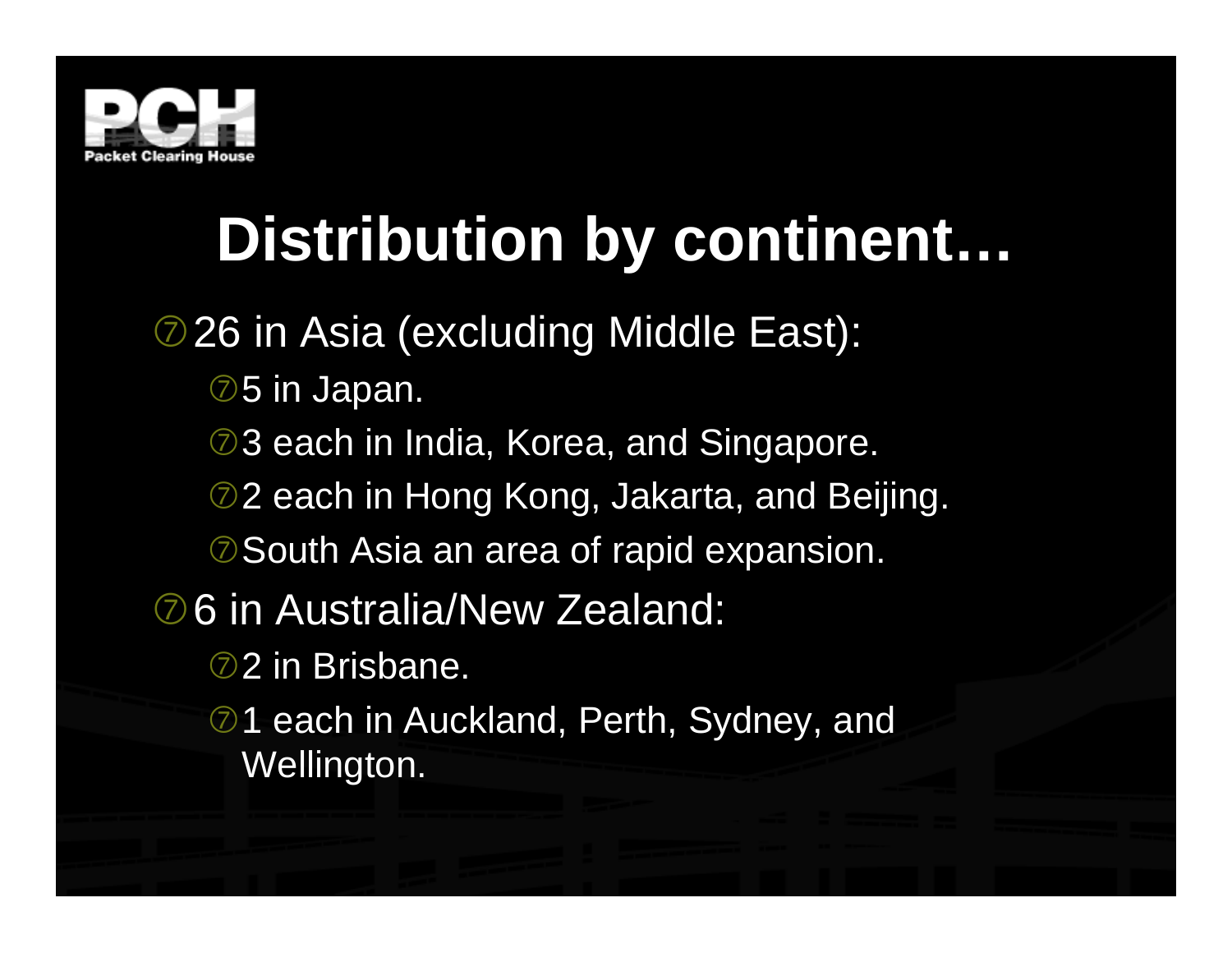# Distribution by continent…

- 26 in Asia (excluding Middle East):
  - 5 in Japan.
  - 3 each in India, Korea, and Singapore.
  - 2 each in Hong Kong, Jakarta, and Beijing.
  - South Asia an area of rapid expansion.
- 6 in Australia/New Zealand:
  - 2 in Brisbane.
  - 1 each in Auckland, Perth, Sydney, and Wellington.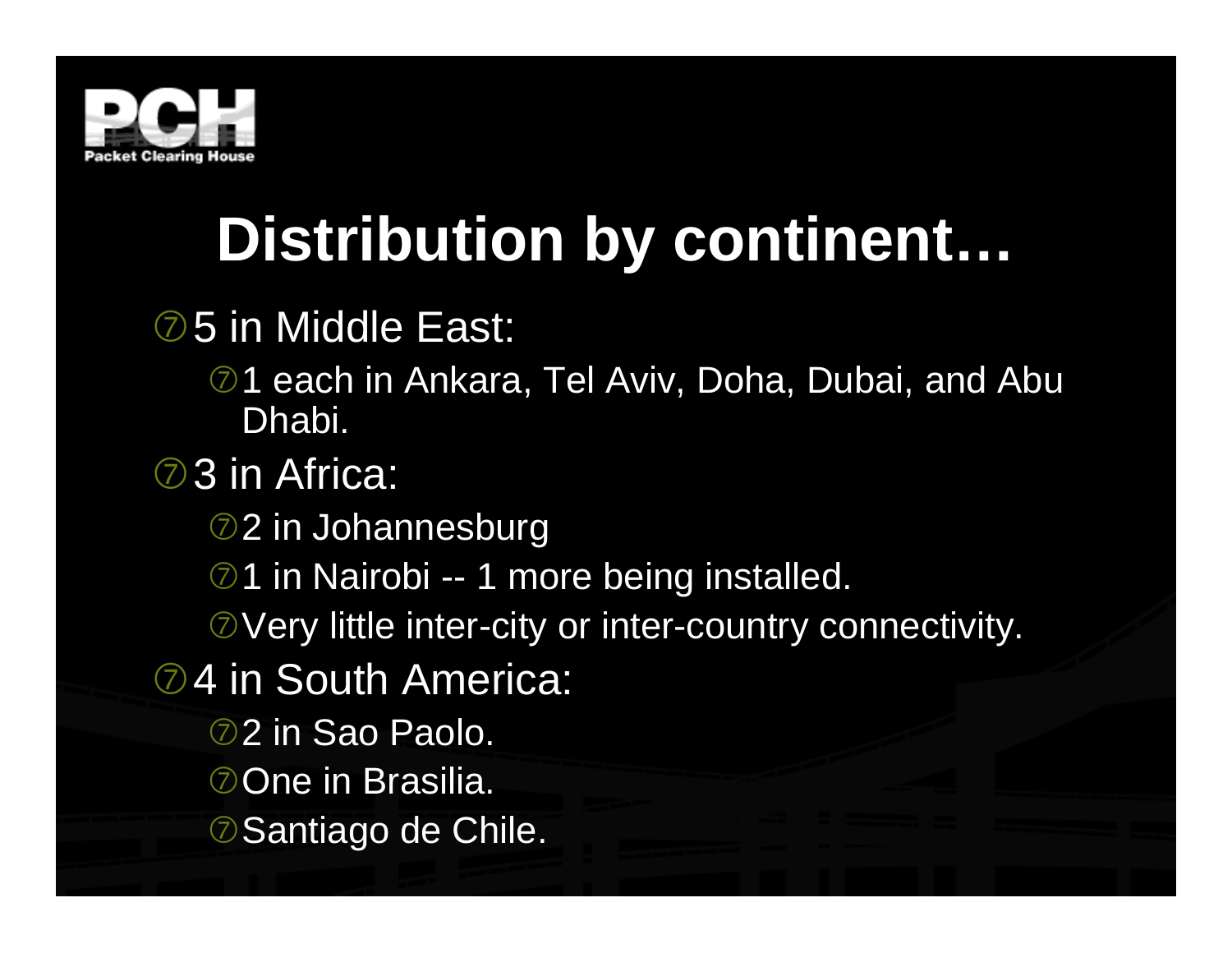# Distribution by continent…

- 5 in Middle East:
  - 1 each in Ankara, Tel Aviv, Doha, Dubai, and Abu Dhabi.
- 3 in Africa:
  - 2 in Johannesburg
  - 1 in Nairobi -- 1 more being installed.
  - Very little inter-city or inter-country connectivity.
- 4 in South America:
  - 2 in Sao Paolo.
  - One in Brasilia.
  - Santiago de Chile.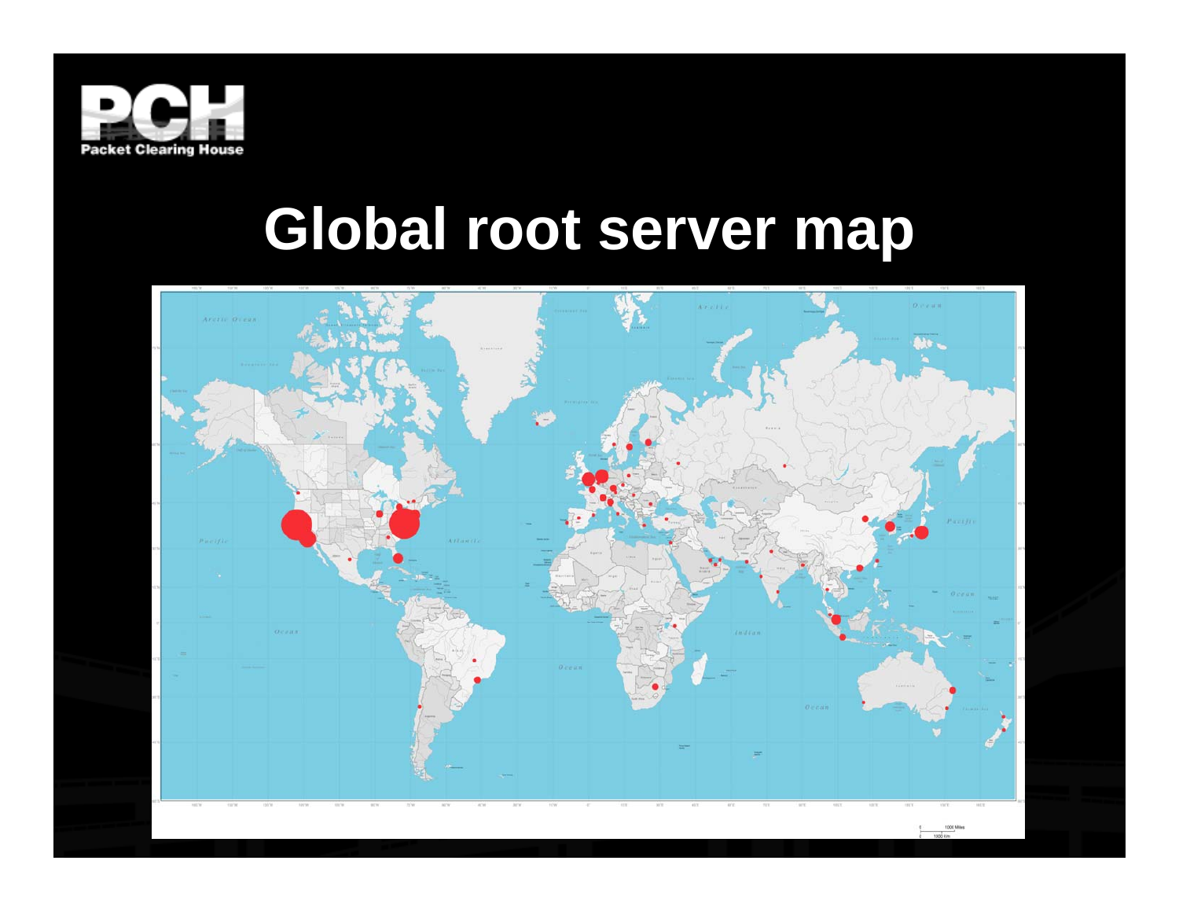# Global root server map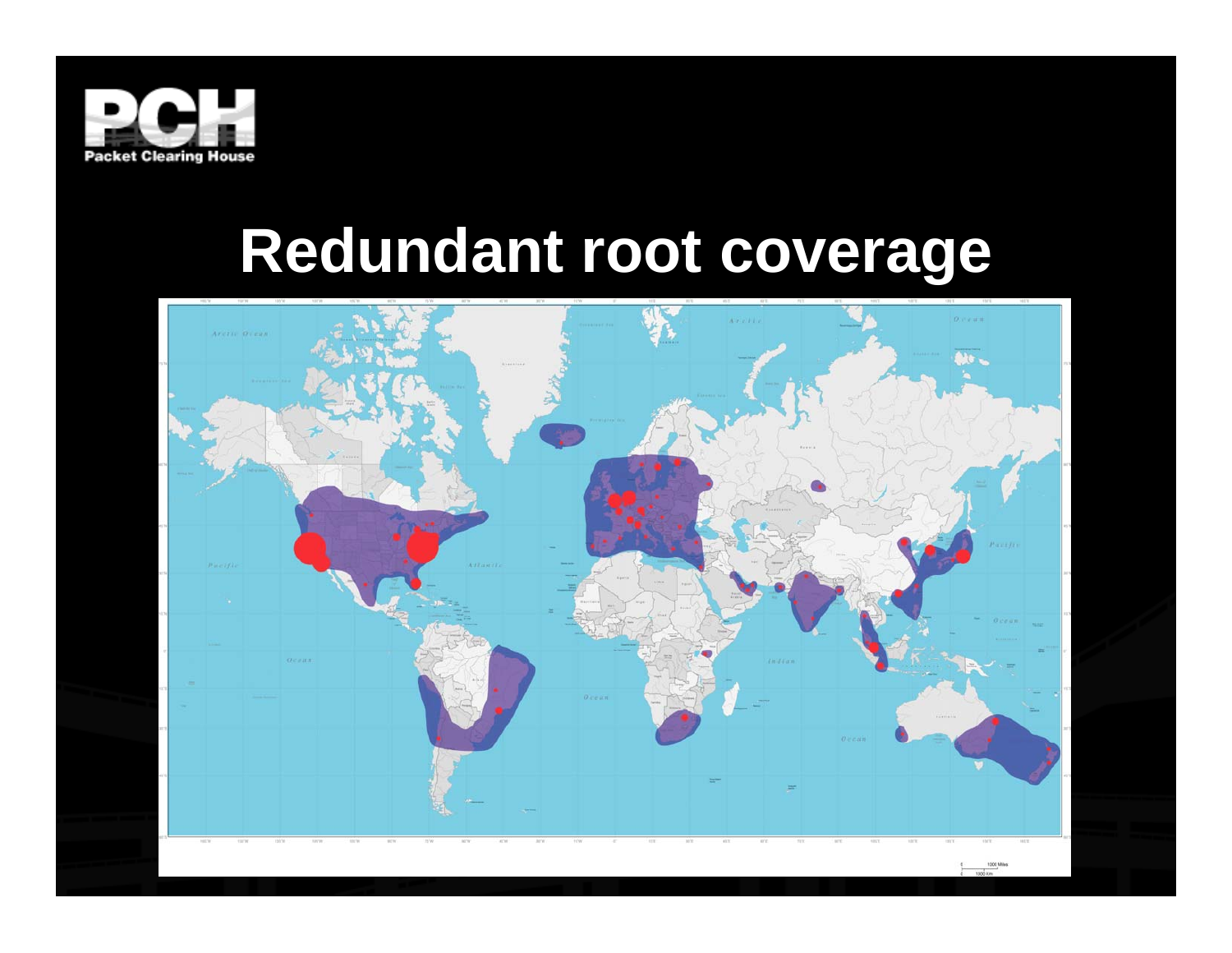# Redundant root coverage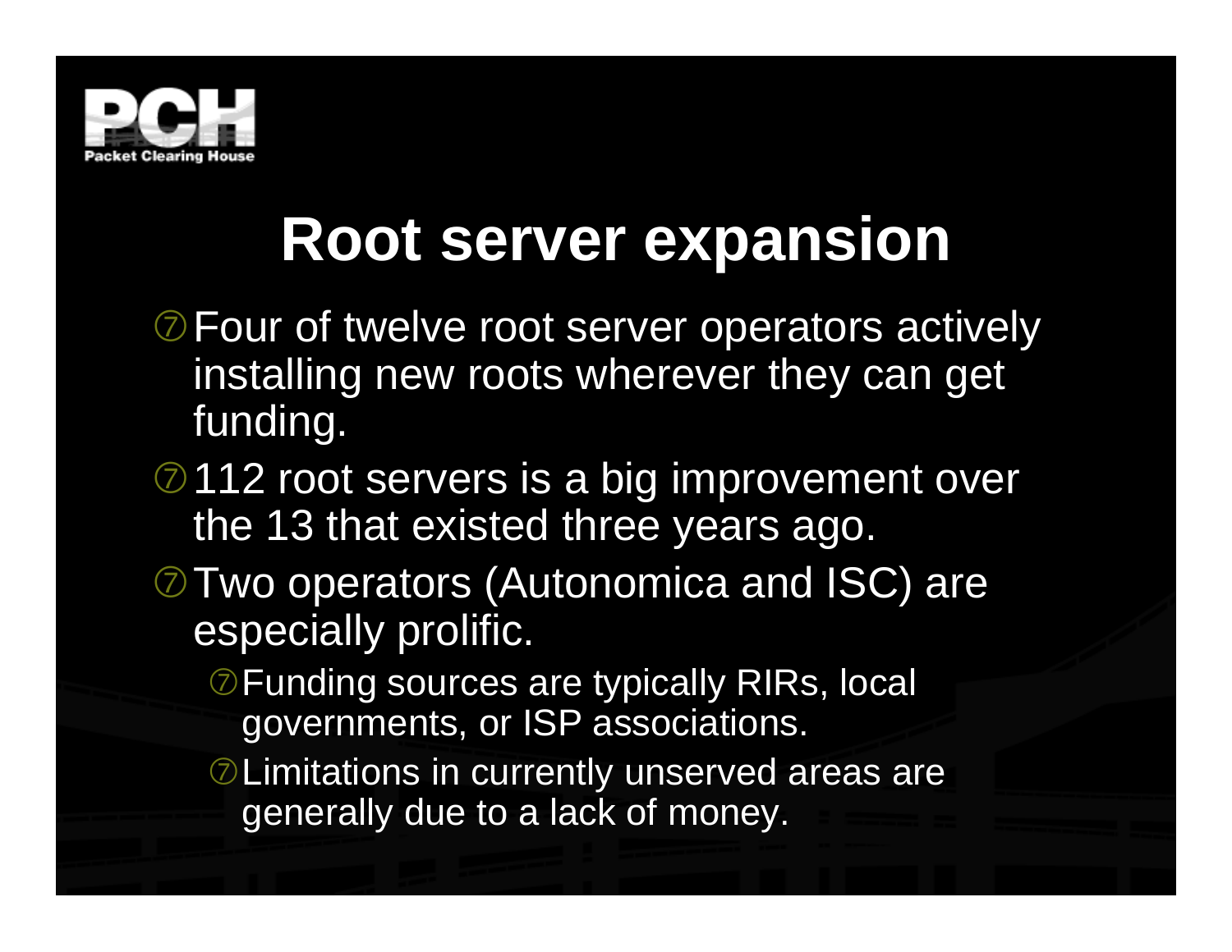# Root server expansion

- Four of twelve root server operators actively installing new roots wherever they can get funding.
- 112 root servers is a big improvement over the 13 that existed three years ago.
- Two operators (Autonomica and ISC) are especially prolific.
  - Funding sources are typically RIRs, local governments, or ISP associations.
  - Limitations in currently unserved areas are generally due to a lack of money.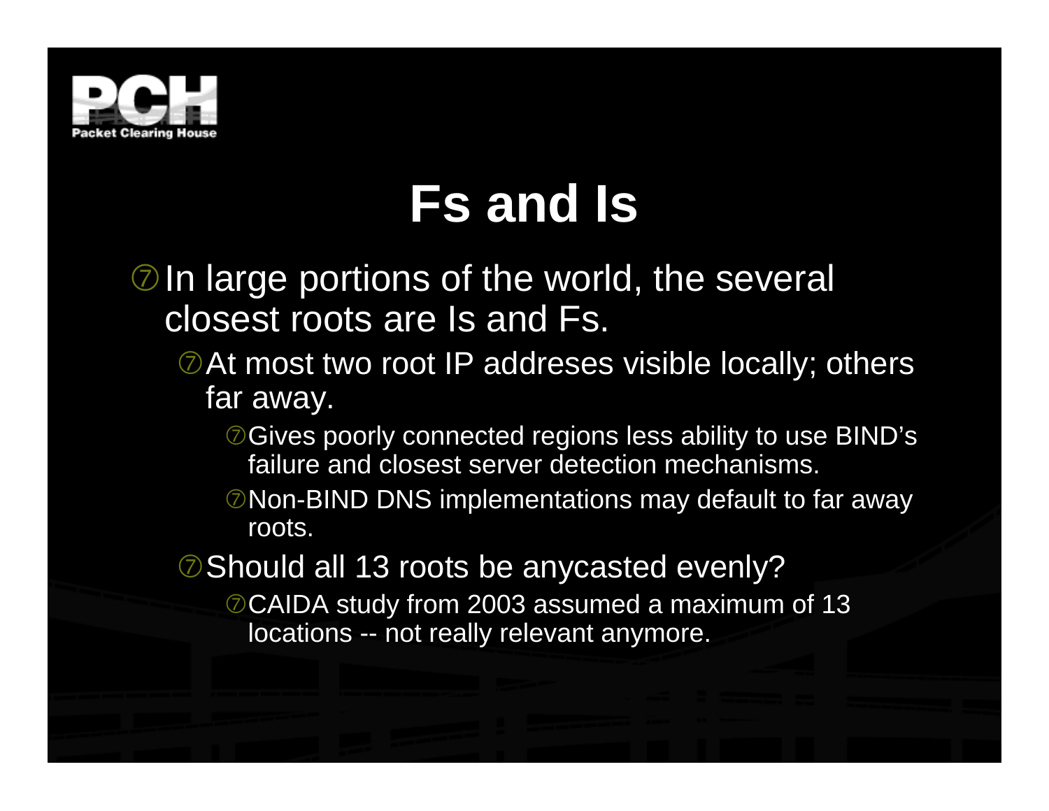# Fs and Is

- In large portions of the world, the several closest roots are Is and Fs.
  - At most two root IP addreses visible locally; others far away.
    - Gives poorly connected regions less ability to use BIND's failure and closest server detection mechanisms.
    - Non-BIND DNS implementations may default to far away roots.
  - Should all 13 roots be anycasted evenly?
    - CAIDA study from 2003 assumed a maximum of 13 locations -- not really relevant anymore.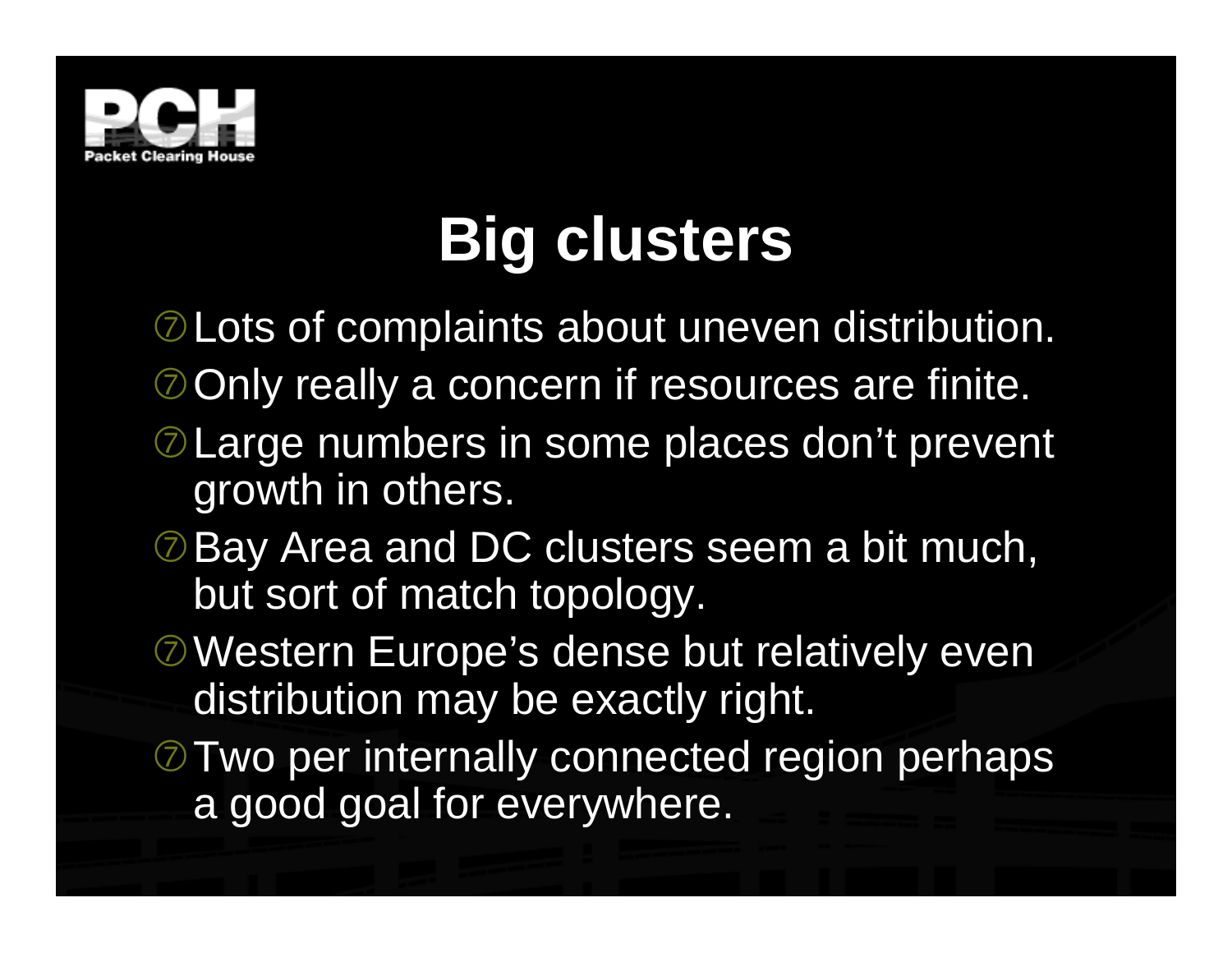# Big clusters

- Lots of complaints about uneven distribution.
- Only really a concern if resources are finite.
- Large numbers in some places don't prevent growth in others.
- Bay Area and DC clusters seem a bit much, but sort of match topology.
- Western Europe's dense but relatively even distribution may be exactly right.
- Two per internally connected region perhaps a good goal for everywhere.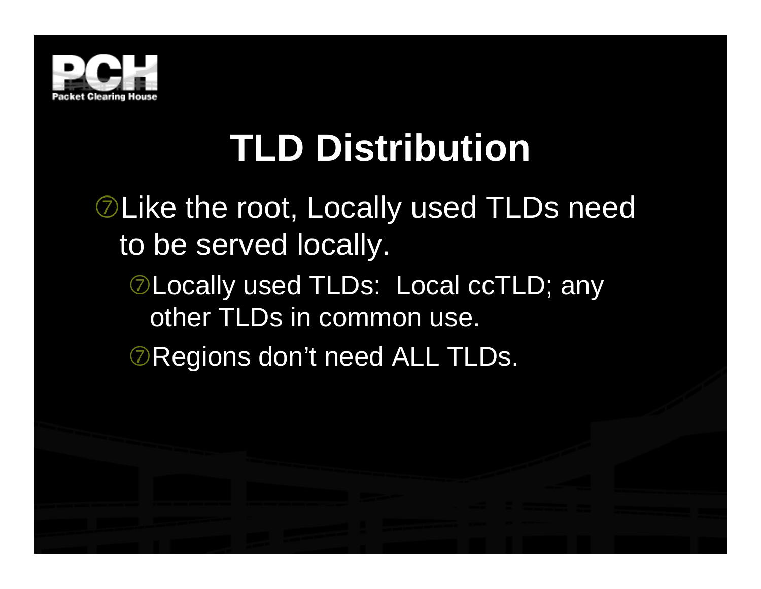# TLD Distribution

- Like the root, Locally used TLDs need to be served locally.
  - Locally used TLDs:  Local ccTLD; any other TLDs in common use.
  - Regions don’t need ALL TLDs.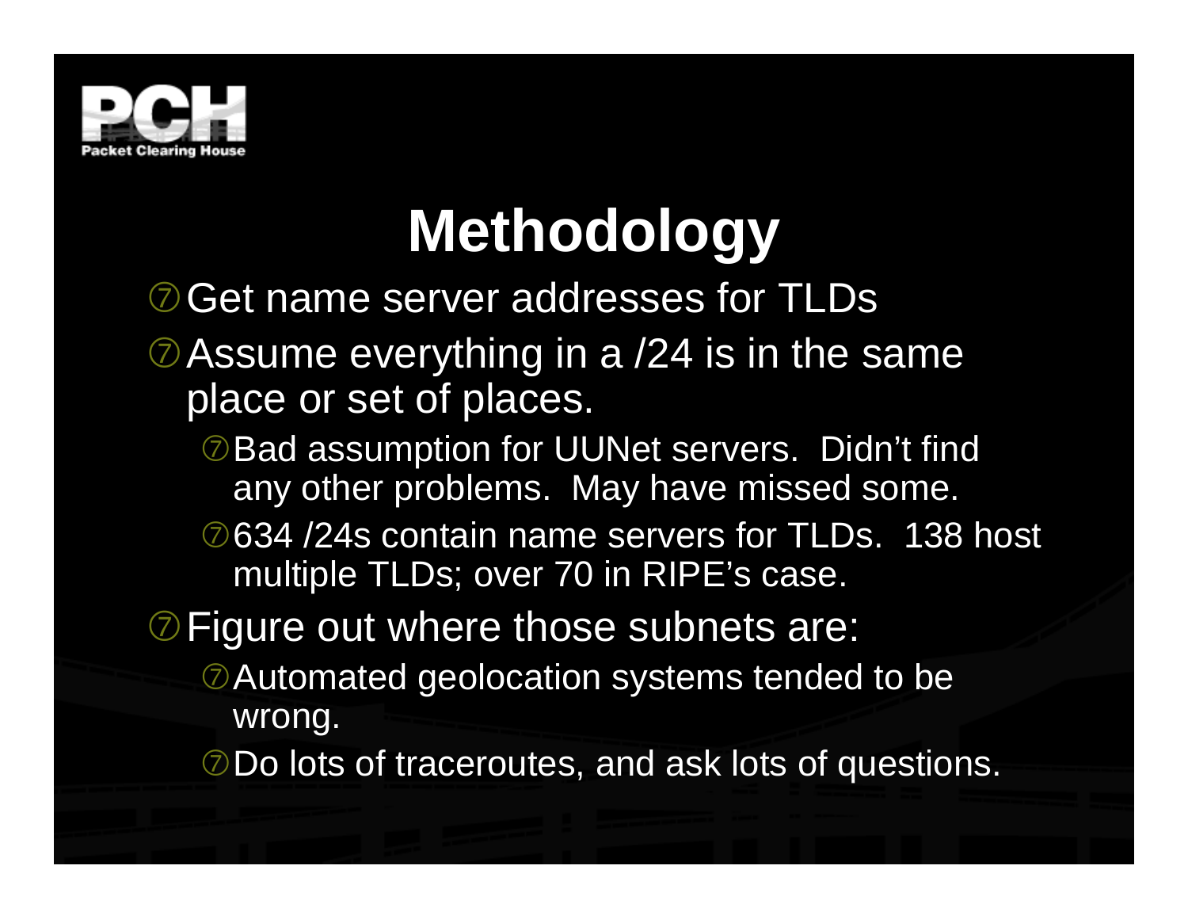# Methodology

- Get name server addresses for TLDs
- Assume everything in a /24 is in the same place or set of places.
  - Bad assumption for UUNet servers. Didn't find any other problems. May have missed some.
  - 634 /24s contain name servers for TLDs. 138 host multiple TLDs; over 70 in RIPE's case.
- Figure out where those subnets are:
  - Automated geolocation systems tended to be wrong.
  - Do lots of traceroutes, and ask lots of questions.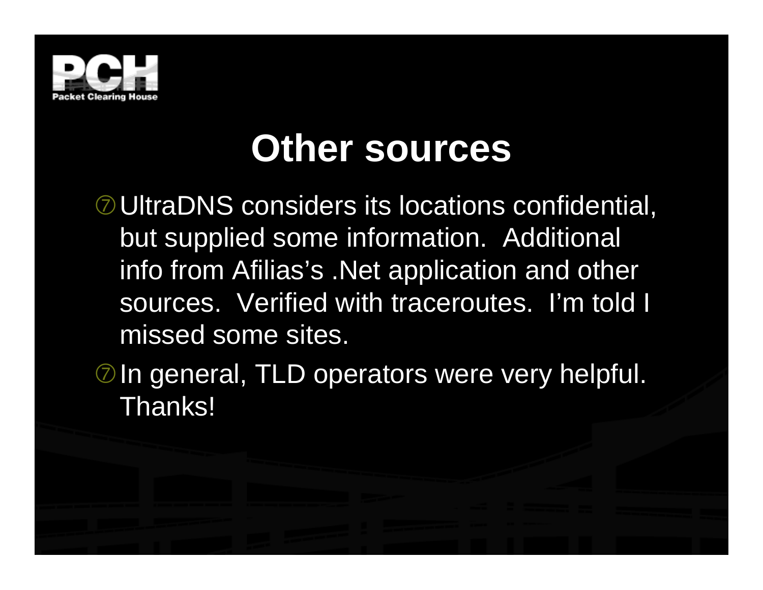# Other sources

- UltraDNS considers its locations confidential, but supplied some information. Additional info from Afilias's .Net application and other sources. Verified with traceroutes. I'm told I missed some sites.
- In general, TLD operators were very helpful. Thanks!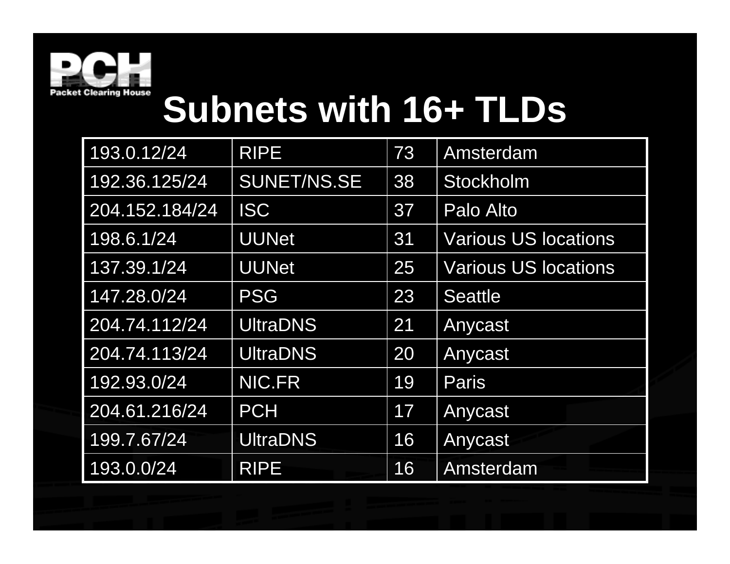# Subnets with 16+ TLDs

| | | | |
|---|---|---|---|
| 193.0.12/24 | RIPE | 73 | Amsterdam |
| 192.36.125/24 | SUNET/NS.SE | 38 | Stockholm |
| 204.152.184/24 | ISC | 37 | Palo Alto |
| 198.6.1/24 | UUNet | 31 | Various US locations |
| 137.39.1/24 | UUNet | 25 | Various US locations |
| 147.28.0/24 | PSG | 23 | Seattle |
| 204.74.112/24 | UltraDNS | 21 | Anycast |
| 204.74.113/24 | UltraDNS | 20 | Anycast |
| 192.93.0/24 | NIC.FR | 19 | Paris |
| 204.61.216/24 | PCH | 17 | Anycast |
| 199.7.67/24 | UltraDNS | 16 | Anycast |
| 193.0.0/24 | RIPE | 16 | Amsterdam |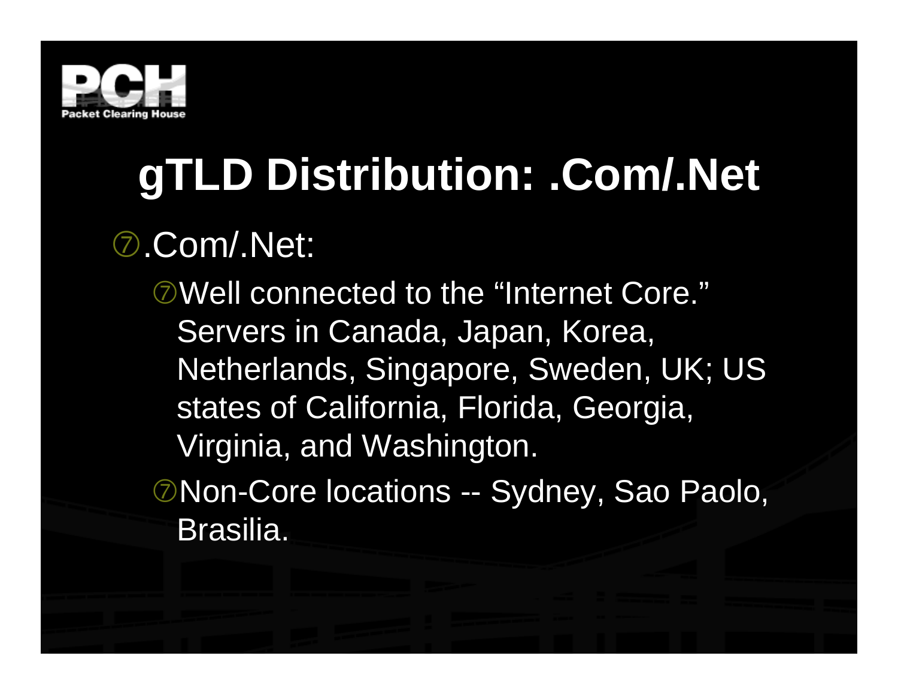# gTLD Distribution: .Com/.Net

- .Com/.Net:
  - Well connected to the "Internet Core." Servers in Canada, Japan, Korea, Netherlands, Singapore, Sweden, UK; US states of California, Florida, Georgia, Virginia, and Washington.
  - Non-Core locations -- Sydney, Sao Paolo, Brasilia.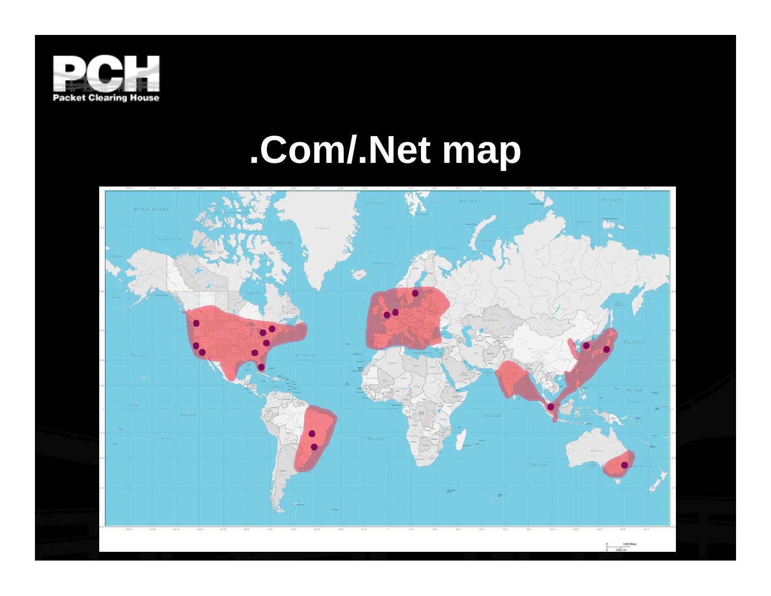# .Com/.Net map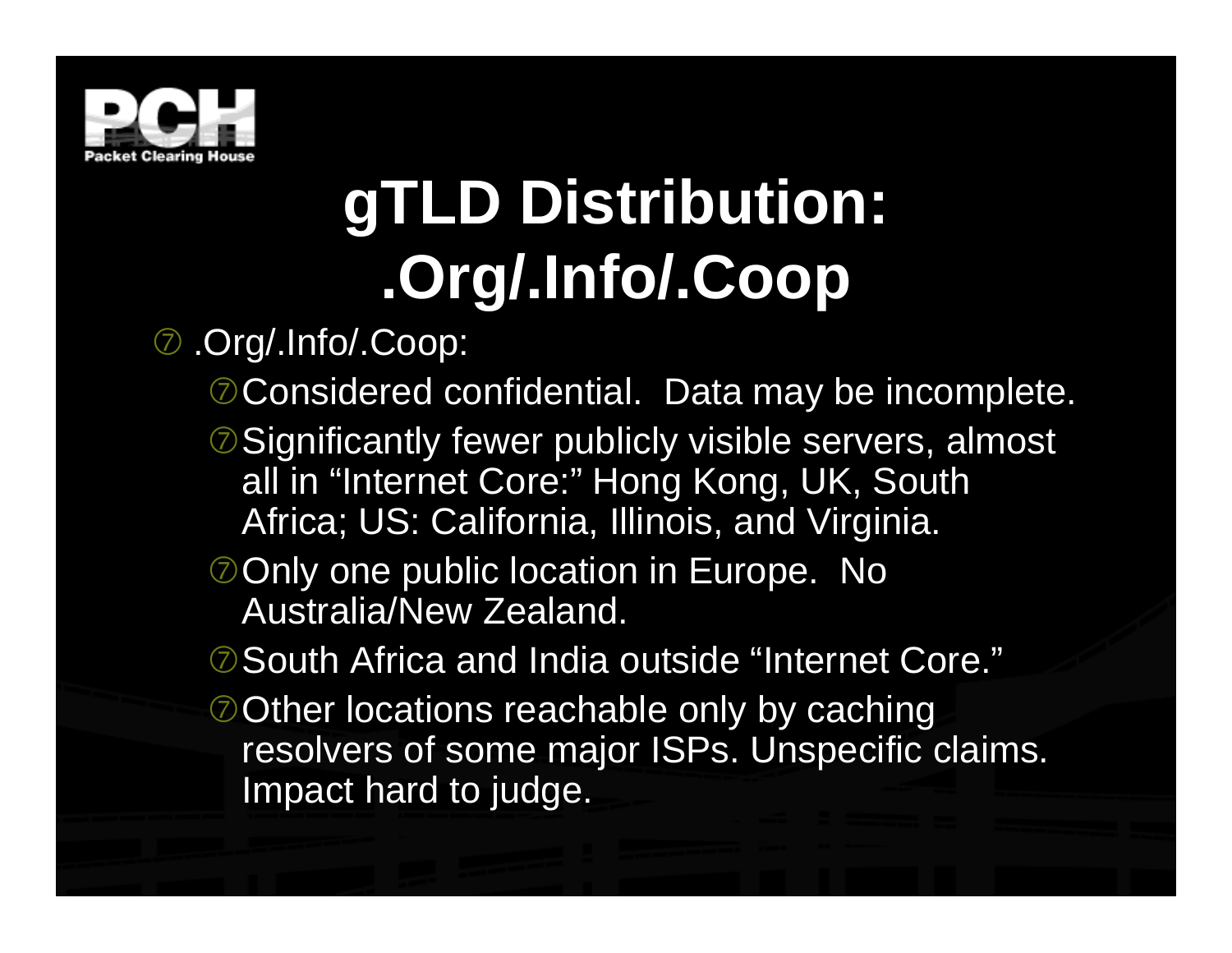# gTLD Distribution: .Org/.Info/.Coop

- .Org/.Info/.Coop:
  - Considered confidential. Data may be incomplete.
  - Significantly fewer publicly visible servers, almost all in “Internet Core:” Hong Kong, UK, South Africa; US: California, Illinois, and Virginia.
  - Only one public location in Europe. No Australia/New Zealand.
  - South Africa and India outside “Internet Core.”
  - Other locations reachable only by caching resolvers of some major ISPs. Unspecific claims. Impact hard to judge.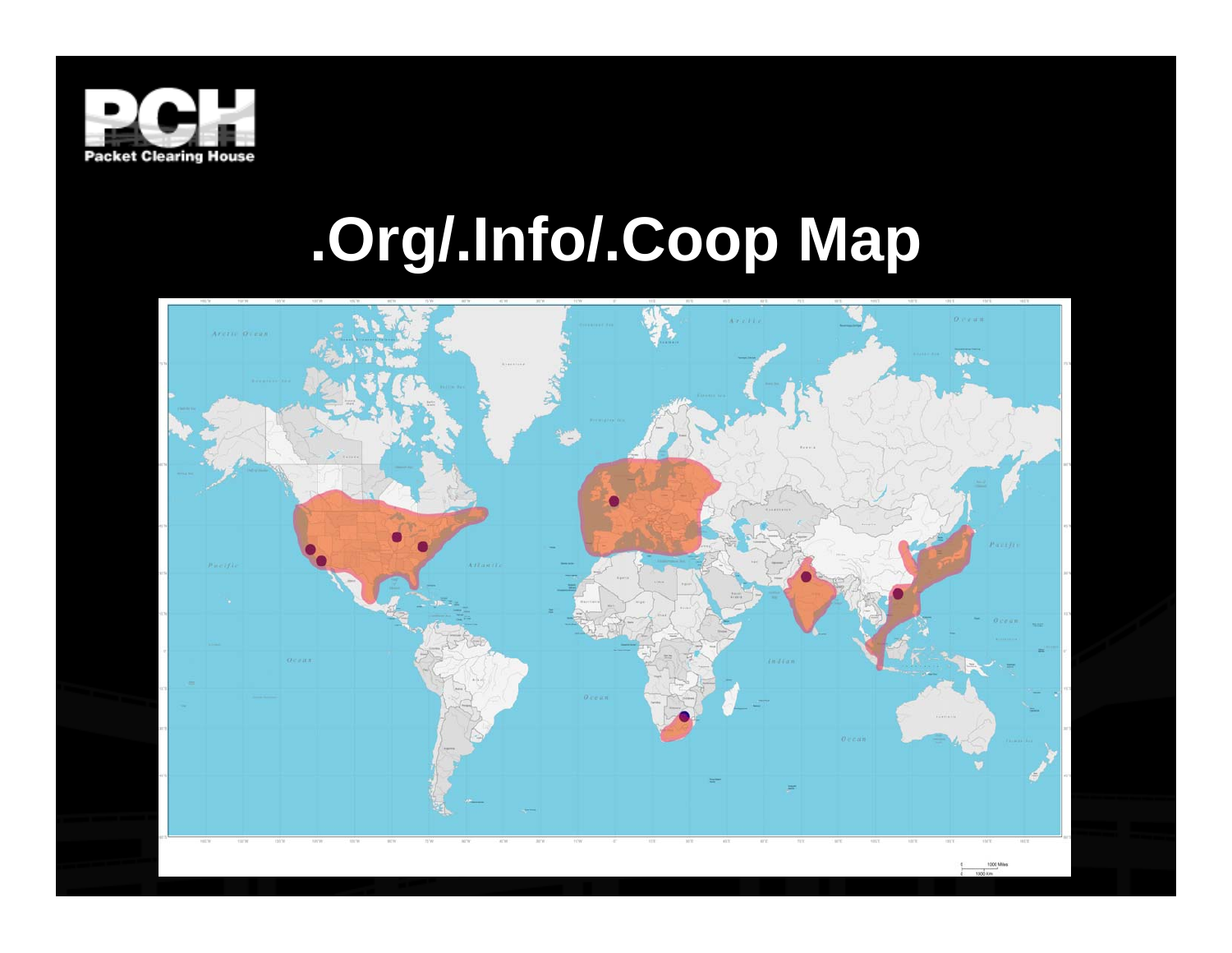# .Org/.Info/.Coop Map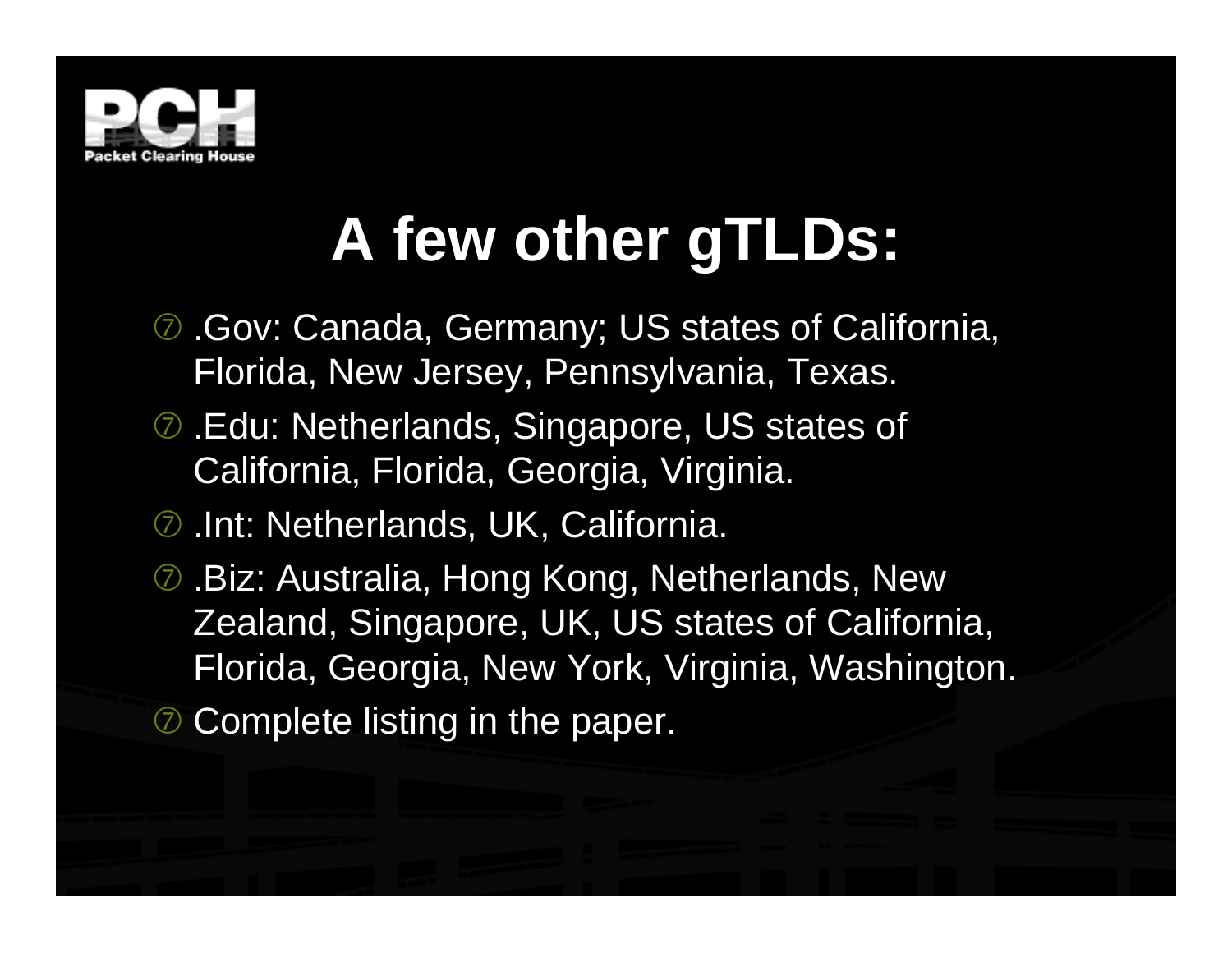# A few other gTLDs:

- .Gov: Canada, Germany; US states of California, Florida, New Jersey, Pennsylvania, Texas.
- .Edu: Netherlands, Singapore, US states of California, Florida, Georgia, Virginia.
- .Int: Netherlands, UK, California.
- .Biz: Australia, Hong Kong, Netherlands, New Zealand, Singapore, UK, US states of California, Florida, Georgia, New York, Virginia, Washington.
- Complete listing in the paper.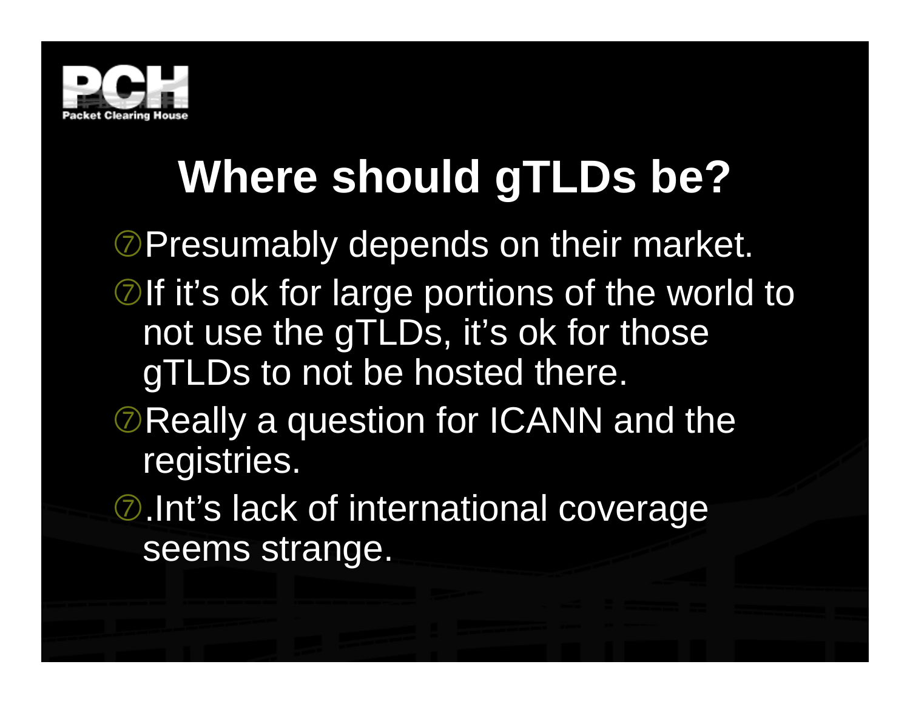# Where should gTLDs be?

- Presumably depends on their market.
- If it's ok for large portions of the world to not use the gTLDs, it's ok for those gTLDs to not be hosted there.
- Really a question for ICANN and the registries.
- .Int's lack of international coverage seems strange.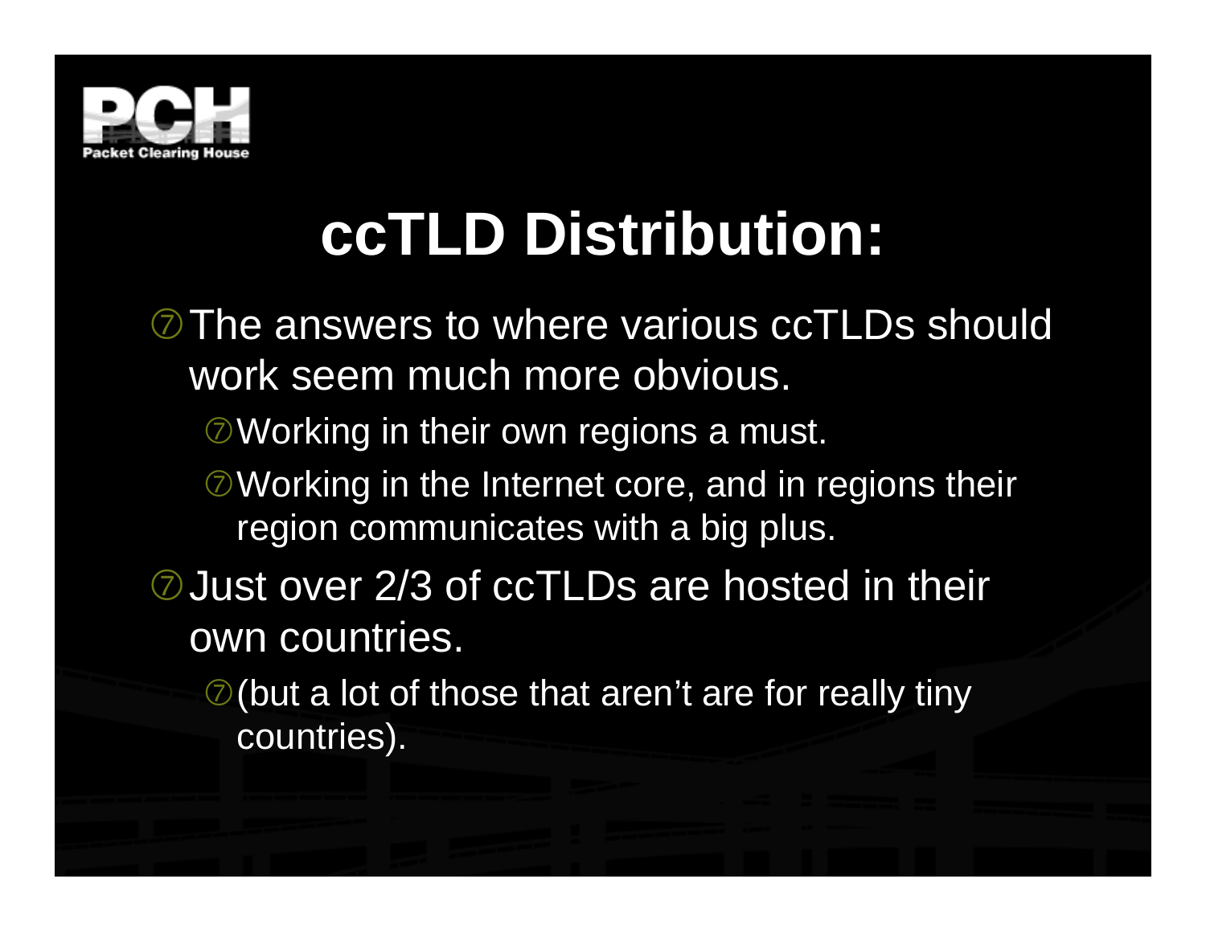# ccTLD Distribution:

- The answers to where various ccTLDs should work seem much more obvious.
  - Working in their own regions a must.
  - Working in the Internet core, and in regions their region communicates with a big plus.
- Just over 2/3 of ccTLDs are hosted in their own countries.
  - (but a lot of those that aren't are for really tiny countries).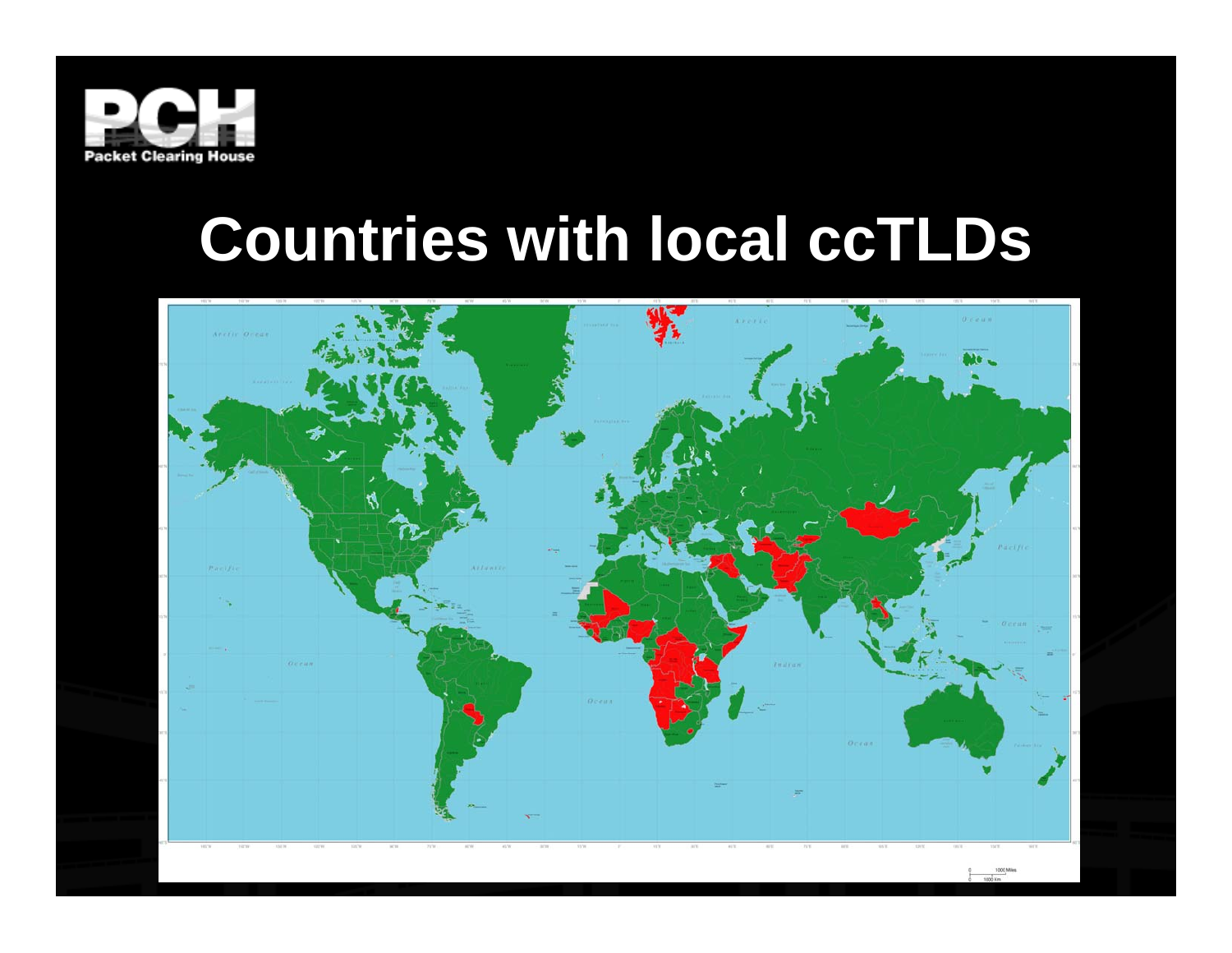# Countries with local ccTLDs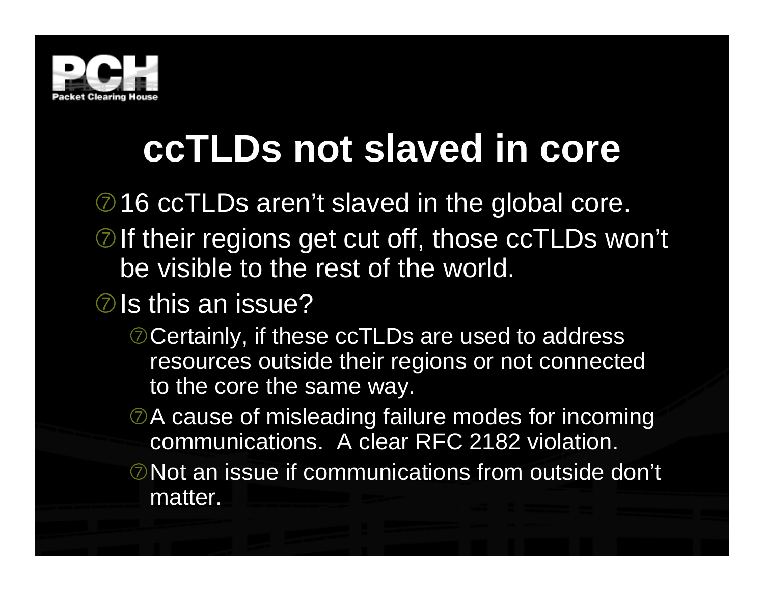# ccTLDs not slaved in core

- 16 ccTLDs aren't slaved in the global core.
- If their regions get cut off, those ccTLDs won't be visible to the rest of the world.
- Is this an issue?
  - Certainly, if these ccTLDs are used to address resources outside their regions or not connected to the core the same way.
  - A cause of misleading failure modes for incoming communications. A clear RFC 2182 violation.
  - Not an issue if communications from outside don't matter.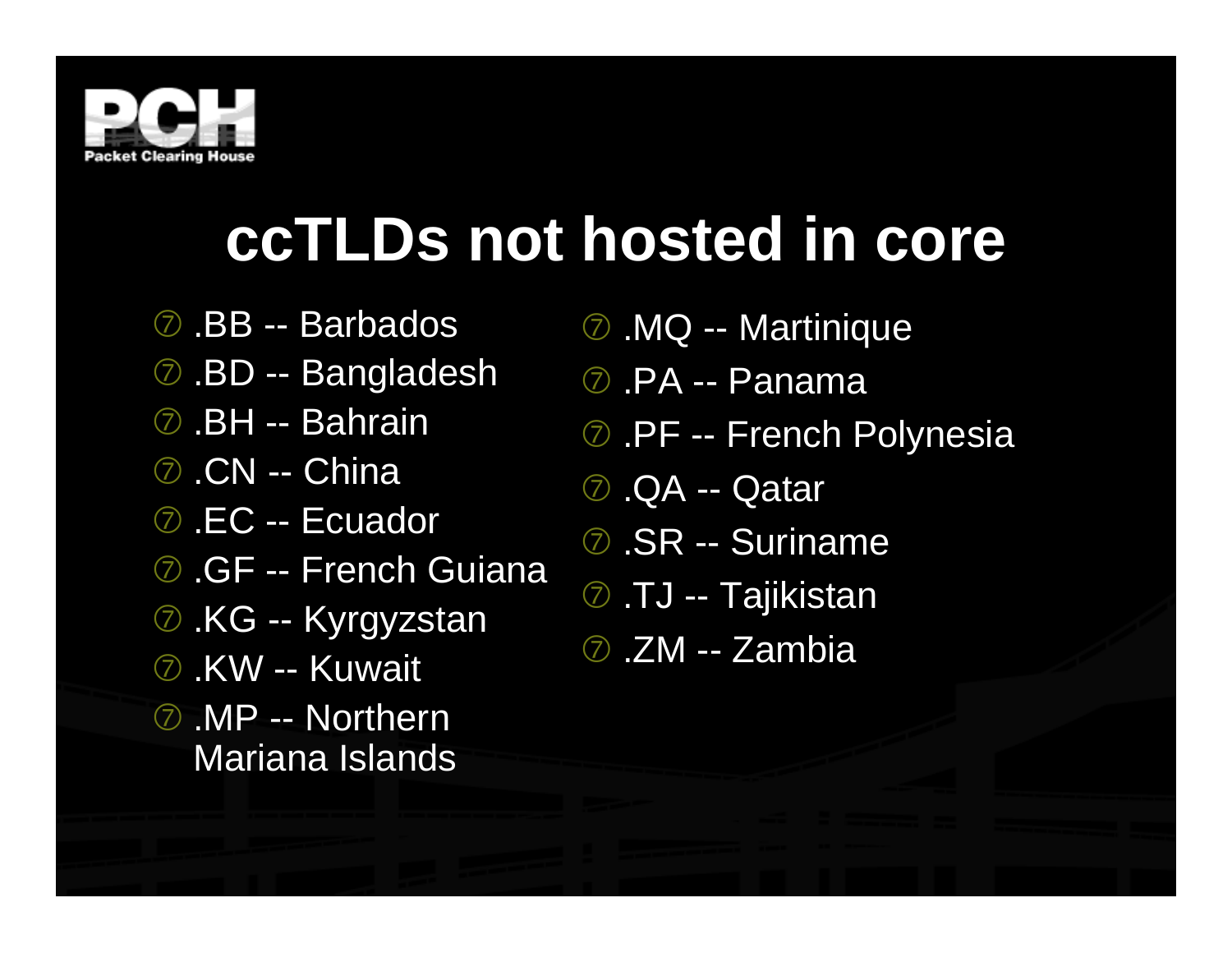# ccTLDs not hosted in core

- .BB -- Barbados
- .BD -- Bangladesh
- .BH -- Bahrain
- .CN -- China
- .EC -- Ecuador
- .GF -- French Guiana
- .KG -- Kyrgyzstan
- .KW -- Kuwait
- .MP -- Northern Mariana Islands
- .MQ -- Martinique
- .PA -- Panama
- .PF -- French Polynesia
- .QA -- Qatar
- .SR -- Suriname
- .TJ -- Tajikistan
- .ZM -- Zambia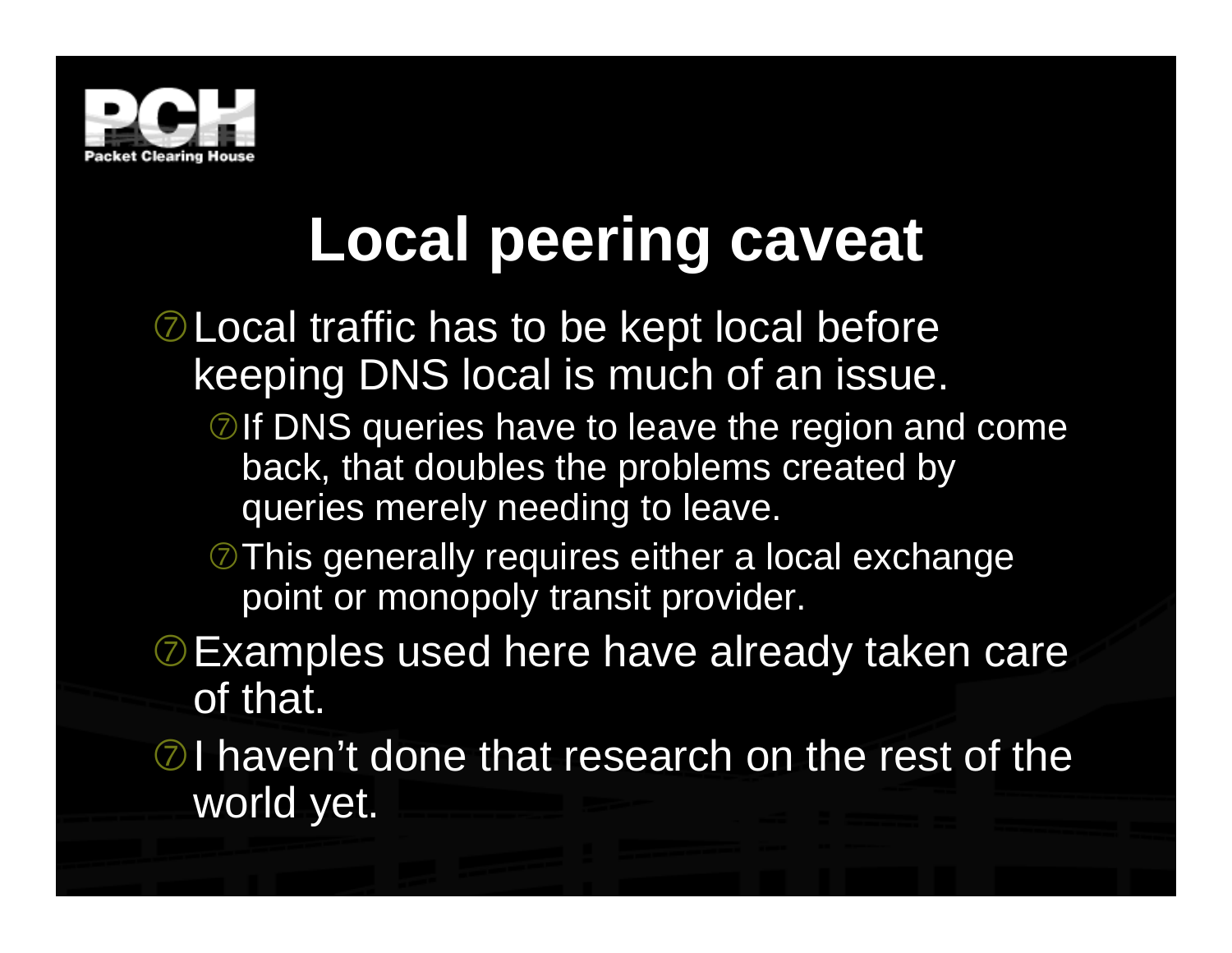# Local peering caveat

- Local traffic has to be kept local before keeping DNS local is much of an issue.
  - If DNS queries have to leave the region and come back, that doubles the problems created by queries merely needing to leave.
  - This generally requires either a local exchange point or monopoly transit provider.
- Examples used here have already taken care of that.
- I haven't done that research on the rest of the world yet.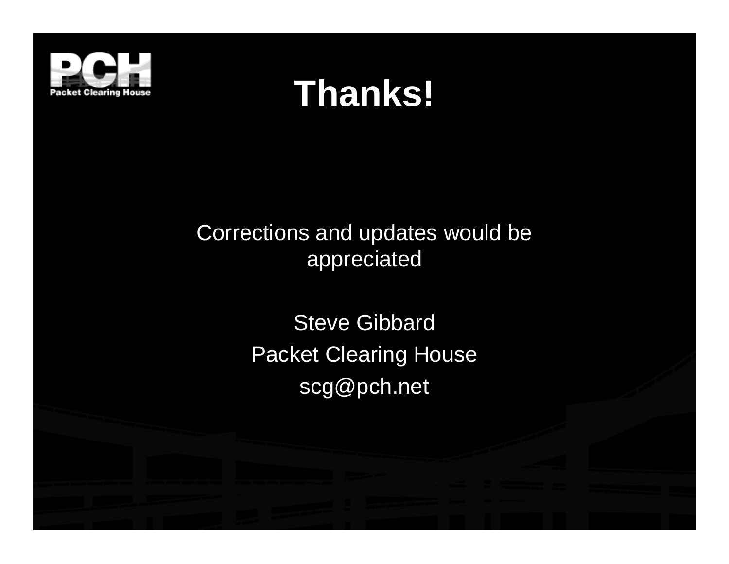# Thanks!

Corrections and updates would be appreciated

Steve Gibbard

Packet Clearing House

scg@pch.net